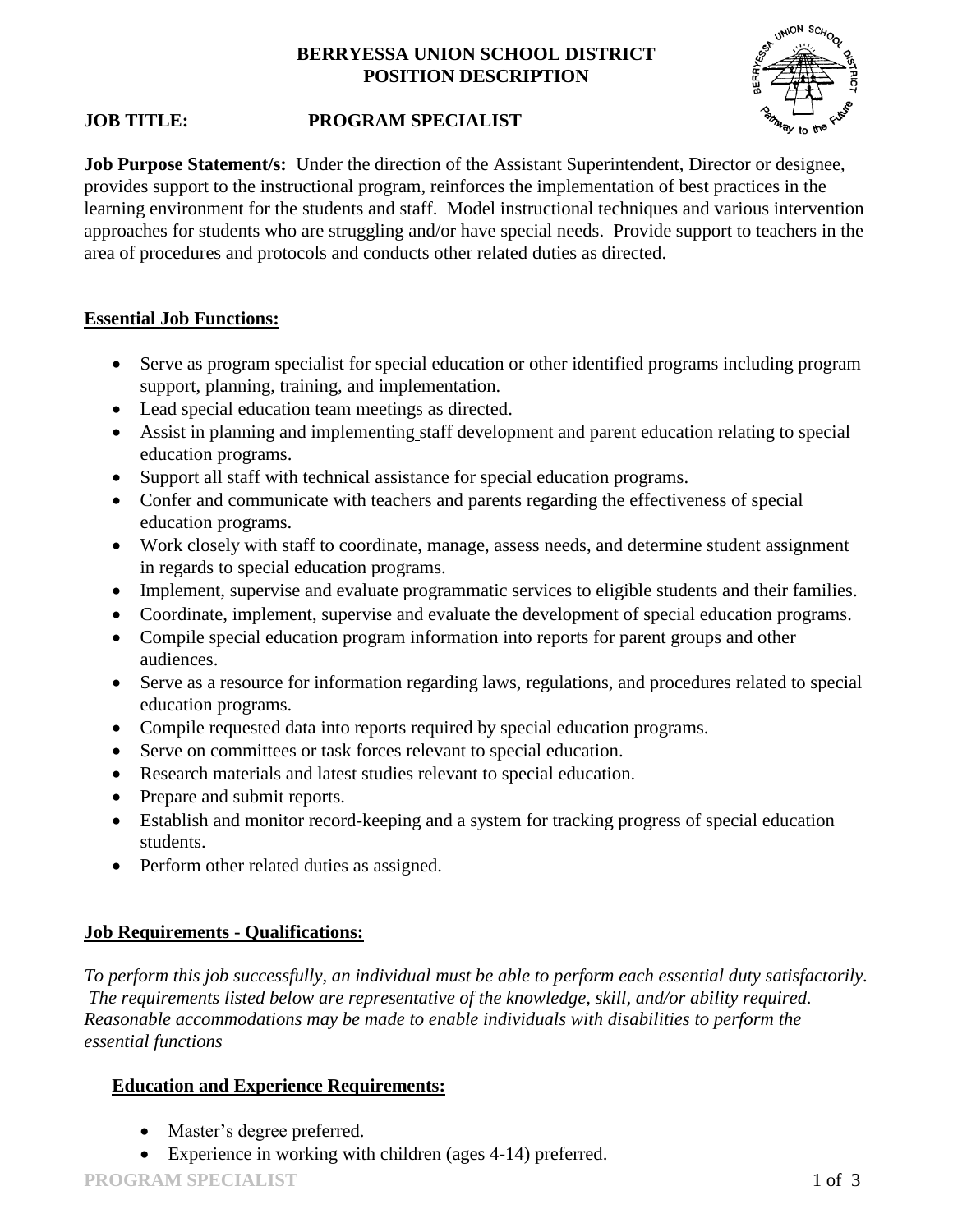# BERRYESSA UNION SCHOOL DISTRICT
## POSITION DESCRIPTION

**JOB TITLE:** **PROGRAM SPECIALIST**

**Job Purpose Statement/s:** Under the direction of the Assistant Superintendent, Director or designee, provides support to the instructional program, reinforces the implementation of best practices in the learning environment for the students and staff. Model instructional techniques and various intervention approaches for students who are struggling and/or have special needs. Provide support to teachers in the area of procedures and protocols and conducts other related duties as directed.

## Essential Job Functions:

- Serve as program specialist for special education or other identified programs including program support, planning, training, and implementation.
- Lead special education team meetings as directed.
- Assist in planning and implementing staff development and parent education relating to special education programs.
- Support all staff with technical assistance for special education programs.
- Confer and communicate with teachers and parents regarding the effectiveness of special education programs.
- Work closely with staff to coordinate, manage, assess needs, and determine student assignment in regards to special education programs.
- Implement, supervise and evaluate programmatic services to eligible students and their families.
- Coordinate, implement, supervise and evaluate the development of special education programs.
- Compile special education program information into reports for parent groups and other audiences.
- Serve as a resource for information regarding laws, regulations, and procedures related to special education programs.
- Compile requested data into reports required by special education programs.
- Serve on committees or task forces relevant to special education.
- Research materials and latest studies relevant to special education.
- Prepare and submit reports.
- Establish and monitor record-keeping and a system for tracking progress of special education students.
- Perform other related duties as assigned.

## Job Requirements - Qualifications:

*To perform this job successfully, an individual must be able to perform each essential duty satisfactorily. The requirements listed below are representative of the knowledge, skill, and/or ability required. Reasonable accommodations may be made to enable individuals with disabilities to perform the essential functions*

### Education and Experience Requirements:

- Master's degree preferred.
- Experience in working with children (ages 4-14) preferred.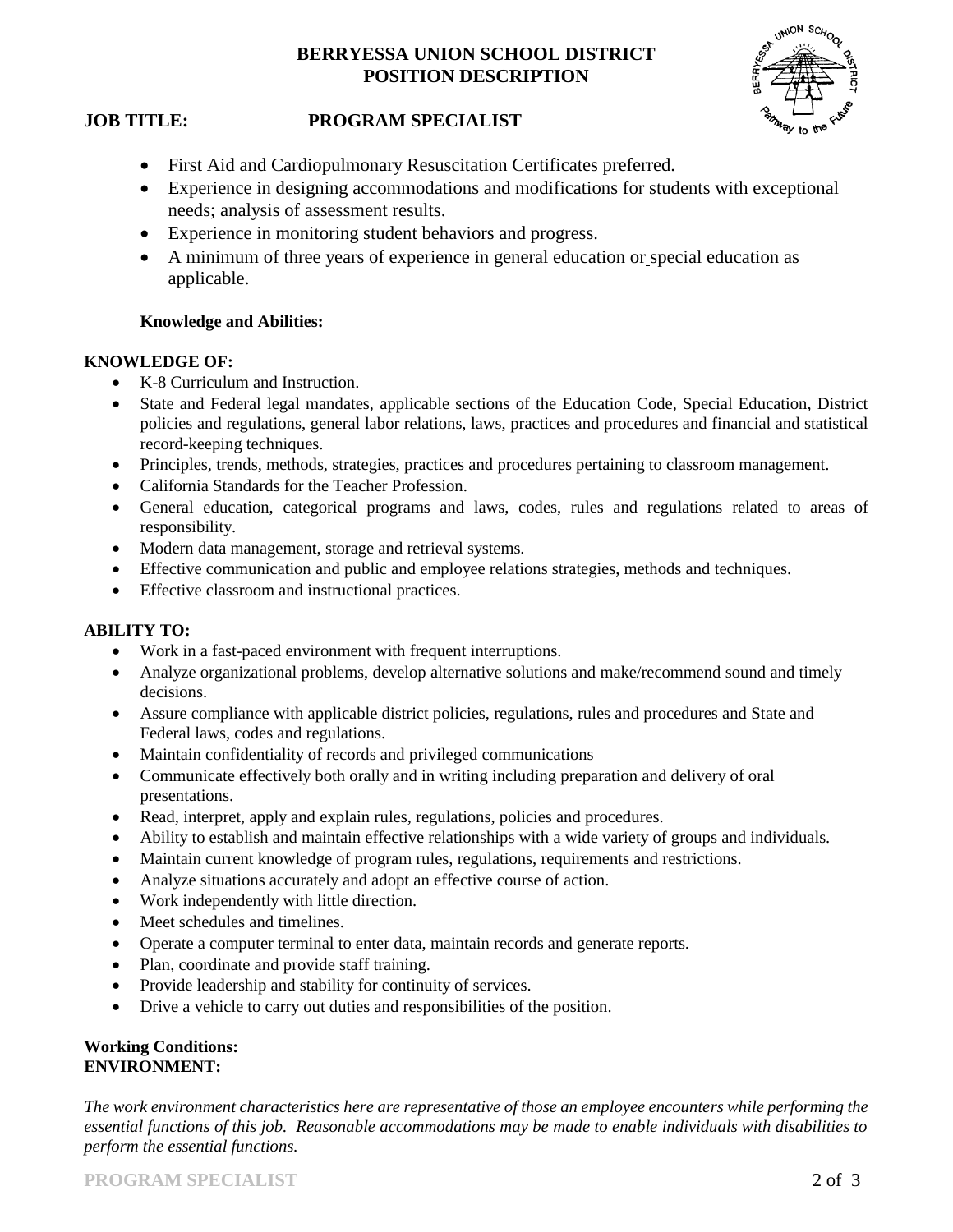- First Aid and Cardiopulmonary Resuscitation Certificates preferred.
- Experience in designing accommodations and modifications for students with exceptional needs; analysis of assessment results.
- Experience in monitoring student behaviors and progress.
- A minimum of three years of experience in general education or special education as applicable.

**Knowledge and Abilities:**

**KNOWLEDGE OF:**

- K-8 Curriculum and Instruction.
- State and Federal legal mandates, applicable sections of the Education Code, Special Education, District policies and regulations, general labor relations, laws, practices and procedures and financial and statistical record-keeping techniques.
- Principles, trends, methods, strategies, practices and procedures pertaining to classroom management.
- California Standards for the Teacher Profession.
- General education, categorical programs and laws, codes, rules and regulations related to areas of responsibility.
- Modern data management, storage and retrieval systems.
- Effective communication and public and employee relations strategies, methods and techniques.
- Effective classroom and instructional practices.

**ABILITY TO:**

- Work in a fast-paced environment with frequent interruptions.
- Analyze organizational problems, develop alternative solutions and make/recommend sound and timely decisions.
- Assure compliance with applicable district policies, regulations, rules and procedures and State and Federal laws, codes and regulations.
- Maintain confidentiality of records and privileged communications
- Communicate effectively both orally and in writing including preparation and delivery of oral presentations.
- Read, interpret, apply and explain rules, regulations, policies and procedures.
- Ability to establish and maintain effective relationships with a wide variety of groups and individuals.
- Maintain current knowledge of program rules, regulations, requirements and restrictions.
- Analyze situations accurately and adopt an effective course of action.
- Work independently with little direction.
- Meet schedules and timelines.
- Operate a computer terminal to enter data, maintain records and generate reports.
- Plan, coordinate and provide staff training.
- Provide leadership and stability for continuity of services.
- Drive a vehicle to carry out duties and responsibilities of the position.

**Working Conditions:**
**ENVIRONMENT:**

*The work environment characteristics here are representative of those an employee encounters while performing the essential functions of this job. Reasonable accommodations may be made to enable individuals with disabilities to perform the essential functions.*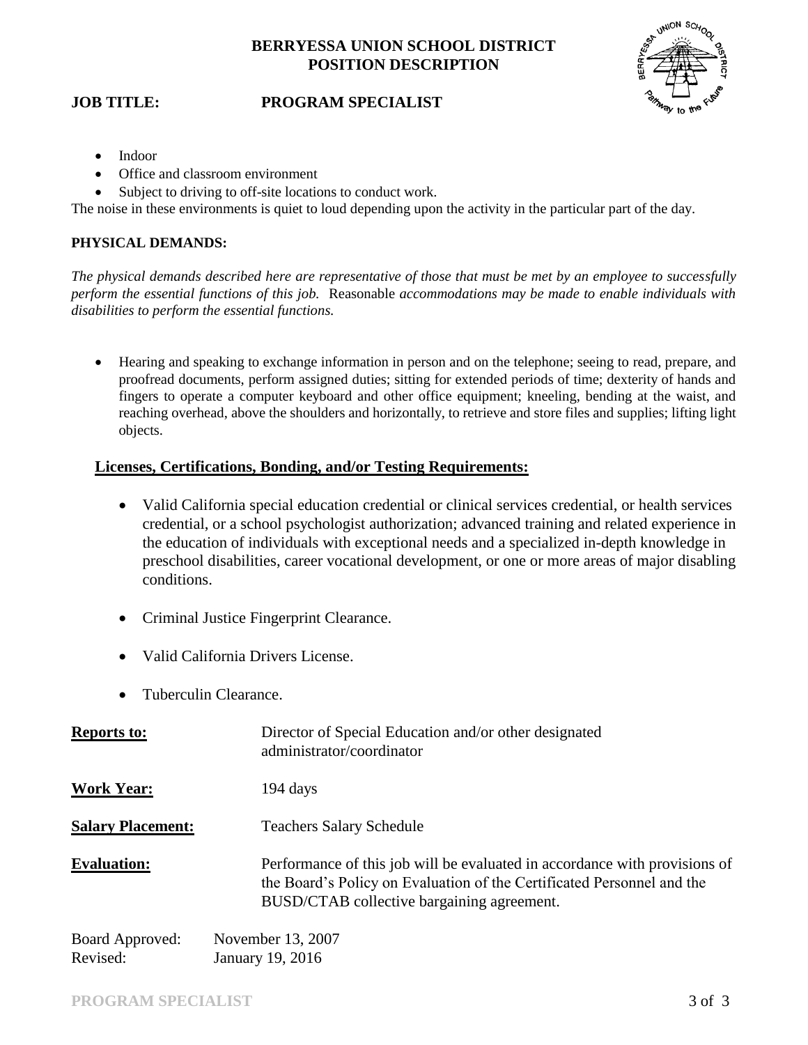**BERRYESSA UNION SCHOOL DISTRICT**
**POSITION DESCRIPTION**

**JOB TITLE:** **PROGRAM SPECIALIST**

- Indoor
- Office and classroom environment
- Subject to driving to off-site locations to conduct work.

The noise in these environments is quiet to loud depending upon the activity in the particular part of the day.

**PHYSICAL DEMANDS:**

*The physical demands described here are representative of those that must be met by an employee to successfully perform the essential functions of this job.* Reasonable *accommodations may be made to enable individuals with disabilities to perform the essential functions.*

- Hearing and speaking to exchange information in person and on the telephone; seeing to read, prepare, and proofread documents, perform assigned duties; sitting for extended periods of time; dexterity of hands and fingers to operate a computer keyboard and other office equipment; kneeling, bending at the waist, and reaching overhead, above the shoulders and horizontally, to retrieve and store files and supplies; lifting light objects.

**Licenses, Certifications, Bonding, and/or Testing Requirements:**

- Valid California special education credential or clinical services credential, or health services credential, or a school psychologist authorization; advanced training and related experience in the education of individuals with exceptional needs and a specialized in-depth knowledge in preschool disabilities, career vocational development, or one or more areas of major disabling conditions.
- Criminal Justice Fingerprint Clearance.
- Valid California Drivers License.
- Tuberculin Clearance.

**Reports to:** Director of Special Education and/or other designated administrator/coordinator

**Work Year:** 194 days

**Salary Placement:** Teachers Salary Schedule

**Evaluation:** Performance of this job will be evaluated in accordance with provisions of the Board's Policy on Evaluation of the Certificated Personnel and the BUSD/CTAB collective bargaining agreement.

Board Approved: November 13, 2007
Revised: January 19, 2016